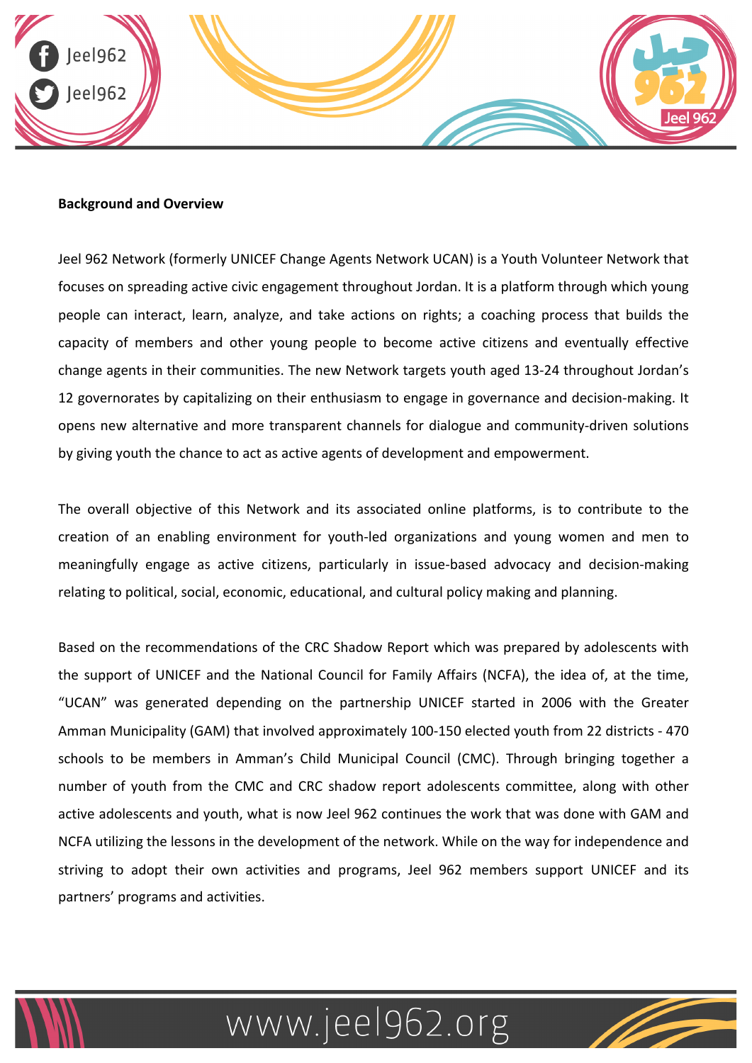**Background and Overview**

Jeel 962 Network (formerly UNICEF Change Agents Network UCAN) is a Youth Volunteer Network that focuses on spreading active civic engagement throughout Jordan. It is a platform through which young people can interact, learn, analyze, and take actions on rights; a coaching process that builds the capacity of members and other young people to become active citizens and eventually effective change agents in their communities. The new Network targets youth aged 13-24 throughout Jordan's 12 governorates by capitalizing on their enthusiasm to engage in governance and decision-making. It opens new alternative and more transparent channels for dialogue and community-driven solutions by giving youth the chance to act as active agents of development and empowerment.

The overall objective of this Network and its associated online platforms, is to contribute to the creation of an enabling environment for youth-led organizations and young women and men to meaningfully engage as active citizens, particularly in issue-based advocacy and decision-making relating to political, social, economic, educational, and cultural policy making and planning.

Based on the recommendations of the CRC Shadow Report which was prepared by adolescents with the support of UNICEF and the National Council for Family Affairs (NCFA), the idea of, at the time, "UCAN" was generated depending on the partnership UNICEF started in 2006 with the Greater Amman Municipality (GAM) that involved approximately 100-150 elected youth from 22 districts - 470 schools to be members in Amman's Child Municipal Council (CMC). Through bringing together a number of youth from the CMC and CRC shadow report adolescents committee, along with other active adolescents and youth, what is now Jeel 962 continues the work that was done with GAM and NCFA utilizing the lessons in the development of the network. While on the way for independence and striving to adopt their own activities and programs, Jeel 962 members support UNICEF and its partners' programs and activities.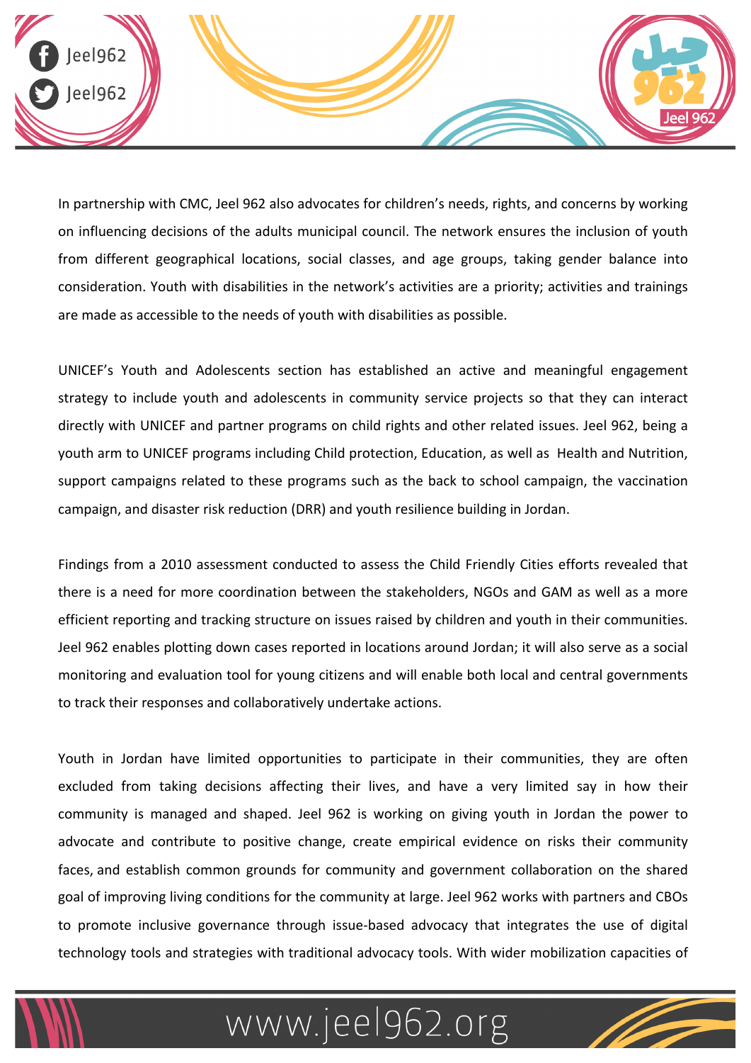In partnership with CMC, Jeel 962 also advocates for children's needs, rights, and concerns by working on influencing decisions of the adults municipal council. The network ensures the inclusion of youth from different geographical locations, social classes, and age groups, taking gender balance into consideration. Youth with disabilities in the network's activities are a priority; activities and trainings are made as accessible to the needs of youth with disabilities as possible.

UNICEF's Youth and Adolescents section has established an active and meaningful engagement strategy to include youth and adolescents in community service projects so that they can interact directly with UNICEF and partner programs on child rights and other related issues. Jeel 962, being a youth arm to UNICEF programs including Child protection, Education, as well as Health and Nutrition, support campaigns related to these programs such as the back to school campaign, the vaccination campaign, and disaster risk reduction (DRR) and youth resilience building in Jordan.

Findings from a 2010 assessment conducted to assess the Child Friendly Cities efforts revealed that there is a need for more coordination between the stakeholders, NGOs and GAM as well as a more efficient reporting and tracking structure on issues raised by children and youth in their communities. Jeel 962 enables plotting down cases reported in locations around Jordan; it will also serve as a social monitoring and evaluation tool for young citizens and will enable both local and central governments to track their responses and collaboratively undertake actions.

Youth in Jordan have limited opportunities to participate in their communities, they are often excluded from taking decisions affecting their lives, and have a very limited say in how their community is managed and shaped. Jeel 962 is working on giving youth in Jordan the power to advocate and contribute to positive change, create empirical evidence on risks their community faces, and establish common grounds for community and government collaboration on the shared goal of improving living conditions for the community at large. Jeel 962 works with partners and CBOs to promote inclusive governance through issue-based advocacy that integrates the use of digital technology tools and strategies with traditional advocacy tools. With wider mobilization capacities of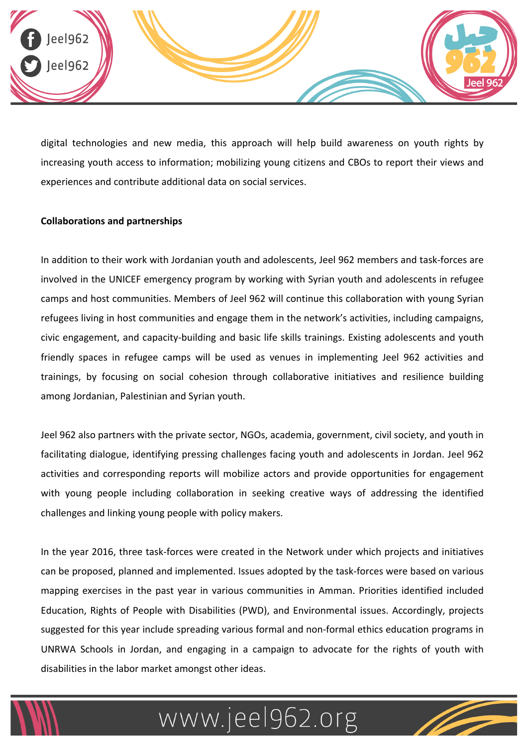digital technologies and new media, this approach will help build awareness on youth rights by increasing youth access to information; mobilizing young citizens and CBOs to report their views and experiences and contribute additional data on social services.

**Collaborations and partnerships**

In addition to their work with Jordanian youth and adolescents, Jeel 962 members and task-forces are involved in the UNICEF emergency program by working with Syrian youth and adolescents in refugee camps and host communities. Members of Jeel 962 will continue this collaboration with young Syrian refugees living in host communities and engage them in the network's activities, including campaigns, civic engagement, and capacity-building and basic life skills trainings. Existing adolescents and youth friendly spaces in refugee camps will be used as venues in implementing Jeel 962 activities and trainings, by focusing on social cohesion through collaborative initiatives and resilience building among Jordanian, Palestinian and Syrian youth.

Jeel 962 also partners with the private sector, NGOs, academia, government, civil society, and youth in facilitating dialogue, identifying pressing challenges facing youth and adolescents in Jordan. Jeel 962 activities and corresponding reports will mobilize actors and provide opportunities for engagement with young people including collaboration in seeking creative ways of addressing the identified challenges and linking young people with policy makers.

In the year 2016, three task-forces were created in the Network under which projects and initiatives can be proposed, planned and implemented. Issues adopted by the task-forces were based on various mapping exercises in the past year in various communities in Amman. Priorities identified included Education, Rights of People with Disabilities (PWD), and Environmental issues. Accordingly, projects suggested for this year include spreading various formal and non-formal ethics education programs in UNRWA Schools in Jordan, and engaging in a campaign to advocate for the rights of youth with disabilities in the labor market amongst other ideas.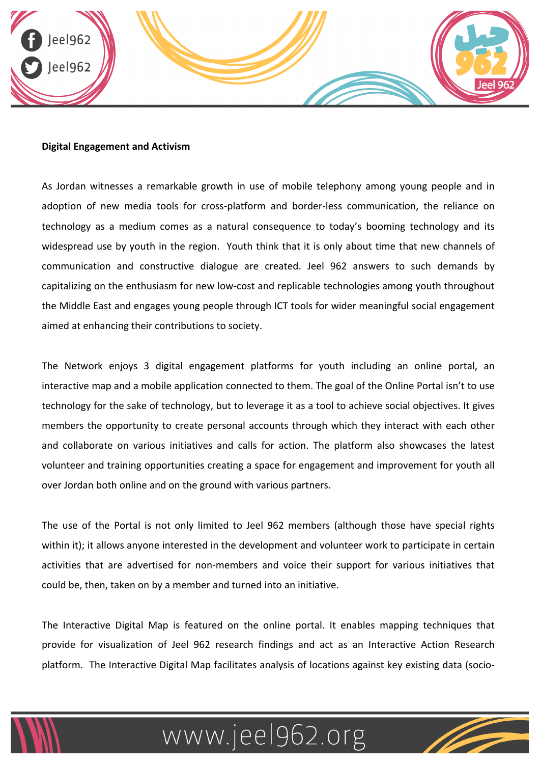**Digital Engagement and Activism**

As Jordan witnesses a remarkable growth in use of mobile telephony among young people and in adoption of new media tools for cross-platform and border-less communication, the reliance on technology as a medium comes as a natural consequence to today's booming technology and its widespread use by youth in the region. Youth think that it is only about time that new channels of communication and constructive dialogue are created. Jeel 962 answers to such demands by capitalizing on the enthusiasm for new low-cost and replicable technologies among youth throughout the Middle East and engages young people through ICT tools for wider meaningful social engagement aimed at enhancing their contributions to society.

The Network enjoys 3 digital engagement platforms for youth including an online portal, an interactive map and a mobile application connected to them. The goal of the Online Portal isn't to use technology for the sake of technology, but to leverage it as a tool to achieve social objectives. It gives members the opportunity to create personal accounts through which they interact with each other and collaborate on various initiatives and calls for action. The platform also showcases the latest volunteer and training opportunities creating a space for engagement and improvement for youth all over Jordan both online and on the ground with various partners.

The use of the Portal is not only limited to Jeel 962 members (although those have special rights within it); it allows anyone interested in the development and volunteer work to participate in certain activities that are advertised for non-members and voice their support for various initiatives that could be, then, taken on by a member and turned into an initiative.

The Interactive Digital Map is featured on the online portal. It enables mapping techniques that provide for visualization of Jeel 962 research findings and act as an Interactive Action Research platform. The Interactive Digital Map facilitates analysis of locations against key existing data (socio-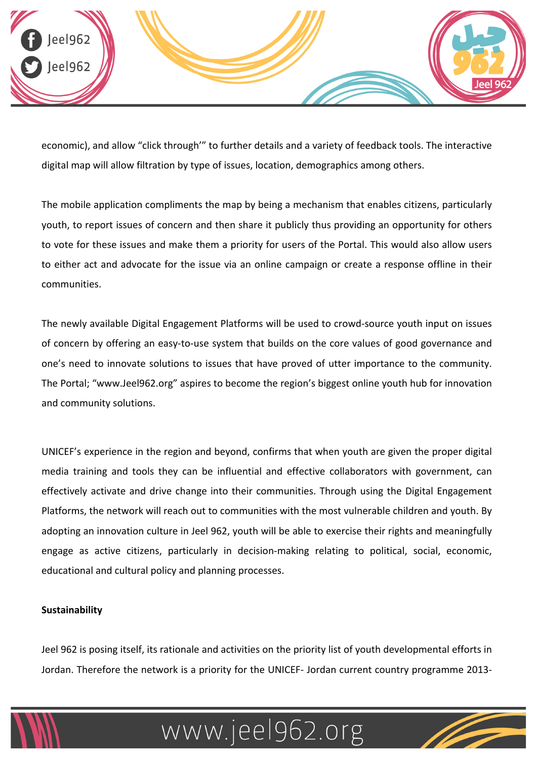economic), and allow "click through'" to further details and a variety of feedback tools. The interactive digital map will allow filtration by type of issues, location, demographics among others.

The mobile application compliments the map by being a mechanism that enables citizens, particularly youth, to report issues of concern and then share it publicly thus providing an opportunity for others to vote for these issues and make them a priority for users of the Portal. This would also allow users to either act and advocate for the issue via an online campaign or create a response offline in their communities.

The newly available Digital Engagement Platforms will be used to crowd-source youth input on issues of concern by offering an easy-to-use system that builds on the core values of good governance and one's need to innovate solutions to issues that have proved of utter importance to the community. The Portal; "www.Jeel962.org" aspires to become the region's biggest online youth hub for innovation and community solutions.

UNICEF's experience in the region and beyond, confirms that when youth are given the proper digital media training and tools they can be influential and effective collaborators with government, can effectively activate and drive change into their communities. Through using the Digital Engagement Platforms, the network will reach out to communities with the most vulnerable children and youth. By adopting an innovation culture in Jeel 962, youth will be able to exercise their rights and meaningfully engage as active citizens, particularly in decision-making relating to political, social, economic, educational and cultural policy and planning processes.

**Sustainability**

Jeel 962 is posing itself, its rationale and activities on the priority list of youth developmental efforts in Jordan. Therefore the network is a priority for the UNICEF- Jordan current country programme 2013-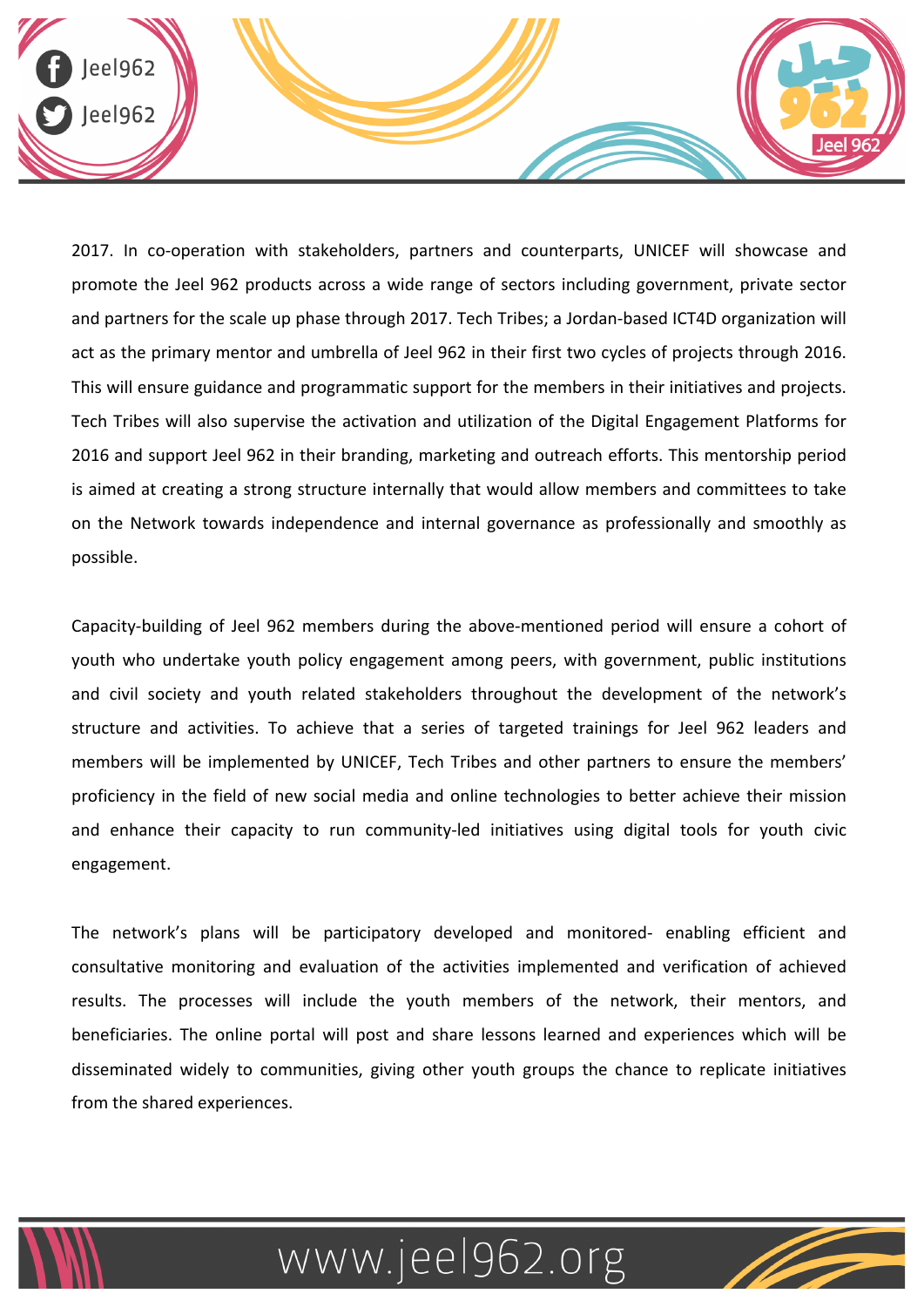2017. In co-operation with stakeholders, partners and counterparts, UNICEF will showcase and promote the Jeel 962 products across a wide range of sectors including government, private sector and partners for the scale up phase through 2017. Tech Tribes; a Jordan-based ICT4D organization will act as the primary mentor and umbrella of Jeel 962 in their first two cycles of projects through 2016. This will ensure guidance and programmatic support for the members in their initiatives and projects. Tech Tribes will also supervise the activation and utilization of the Digital Engagement Platforms for 2016 and support Jeel 962 in their branding, marketing and outreach efforts. This mentorship period is aimed at creating a strong structure internally that would allow members and committees to take on the Network towards independence and internal governance as professionally and smoothly as possible.

Capacity-building of Jeel 962 members during the above-mentioned period will ensure a cohort of youth who undertake youth policy engagement among peers, with government, public institutions and civil society and youth related stakeholders throughout the development of the network's structure and activities. To achieve that a series of targeted trainings for Jeel 962 leaders and members will be implemented by UNICEF, Tech Tribes and other partners to ensure the members' proficiency in the field of new social media and online technologies to better achieve their mission and enhance their capacity to run community-led initiatives using digital tools for youth civic engagement.

The network's plans will be participatory developed and monitored- enabling efficient and consultative monitoring and evaluation of the activities implemented and verification of achieved results. The processes will include the youth members of the network, their mentors, and beneficiaries. The online portal will post and share lessons learned and experiences which will be disseminated widely to communities, giving other youth groups the chance to replicate initiatives from the shared experiences.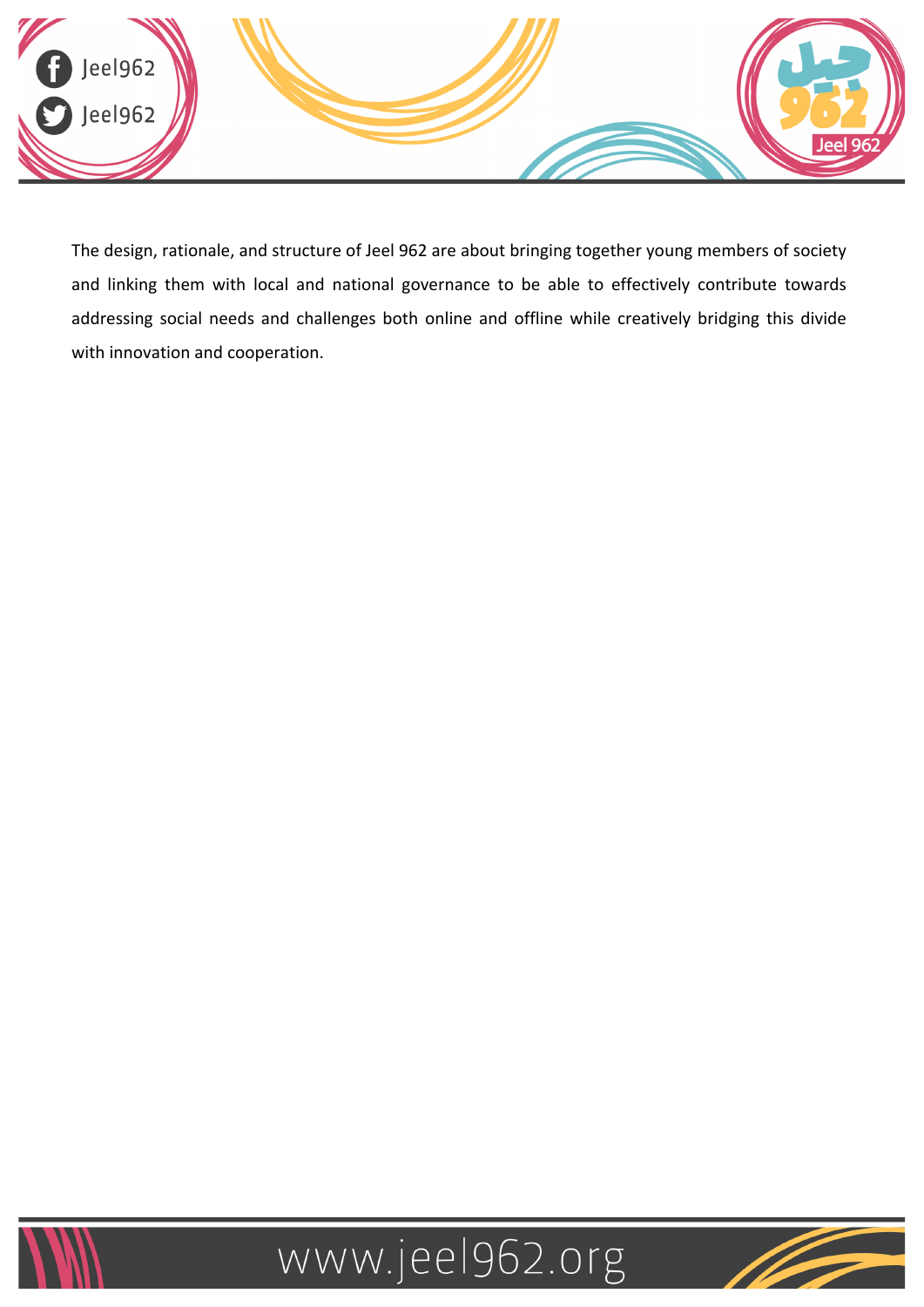The design, rationale, and structure of Jeel 962 are about bringing together young members of society and linking them with local and national governance to be able to effectively contribute towards addressing social needs and challenges both online and offline while creatively bridging this divide with innovation and cooperation.